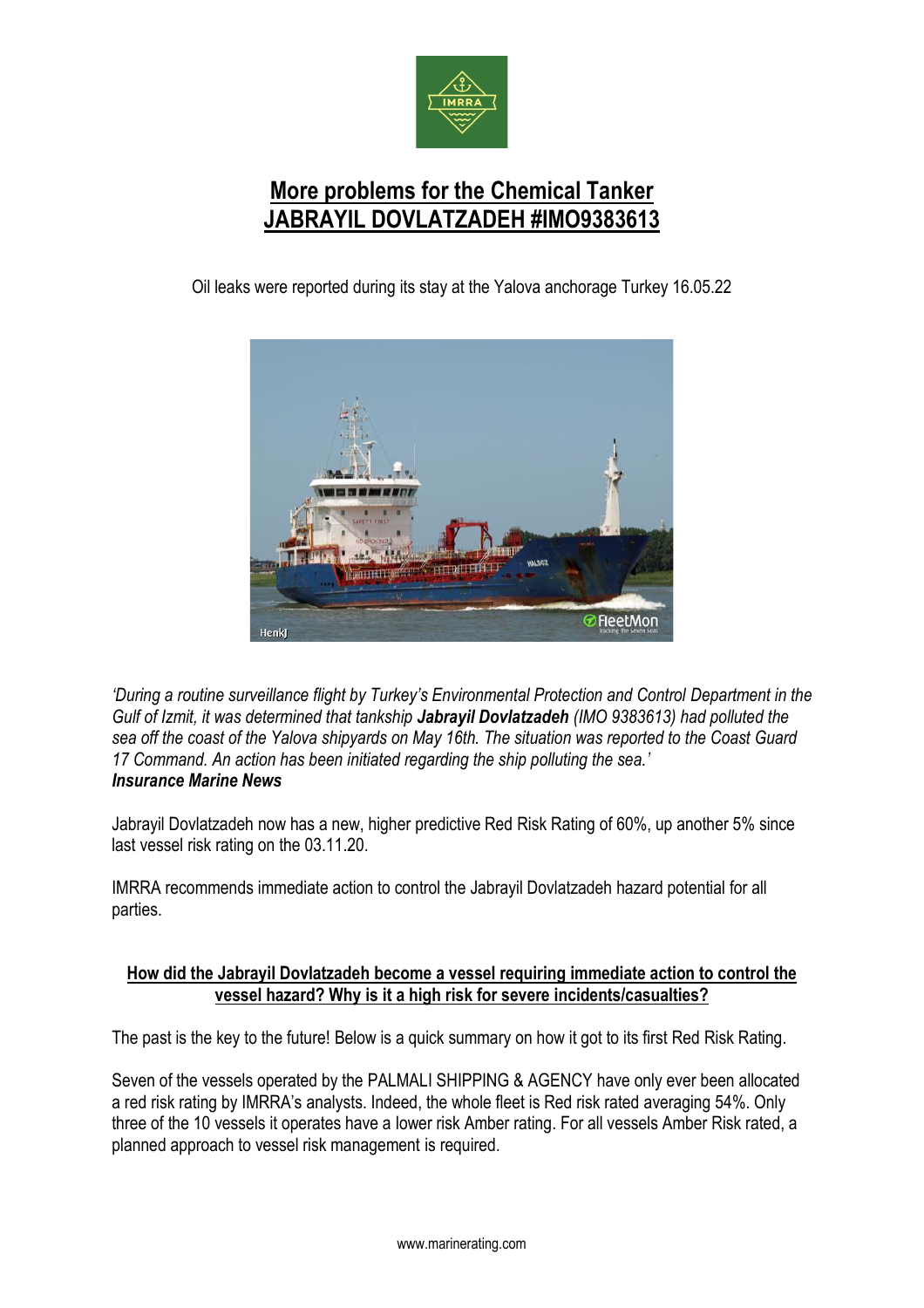# More problems for the Chemical Tanker JABRAYIL DOVLATZADEH #IMO9383613

Oil leaks were reported during its stay at the Yalova anchorage Turkey 16.05.22

*'During a routine surveillance flight by Turkey's Environmental Protection and Control Department in the Gulf of Izmit, it was determined that tankship **Jabrayil Dovlatzadeh** (IMO 9383613) had polluted the sea off the coast of the Yalova shipyards on May 16th. The situation was reported to the Coast Guard 17 Command. An action has been initiated regarding the ship polluting the sea.'*
***Insurance Marine News***

Jabrayil Dovlatzadeh now has a new, higher predictive Red Risk Rating of 60%, up another 5% since last vessel risk rating on the 03.11.20.

IMRRA recommends immediate action to control the Jabrayil Dovlatzadeh hazard potential for all parties.

## How did the Jabrayil Dovlatzadeh become a vessel requiring immediate action to control the vessel hazard? Why is it a high risk for severe incidents/casualties?

The past is the key to the future! Below is a quick summary on how it got to its first Red Risk Rating.

Seven of the vessels operated by the PALMALI SHIPPING & AGENCY have only ever been allocated a red risk rating by IMRRA's analysts. Indeed, the whole fleet is Red risk rated averaging 54%. Only three of the 10 vessels it operates have a lower risk Amber rating. For all vessels Amber Risk rated, a planned approach to vessel risk management is required.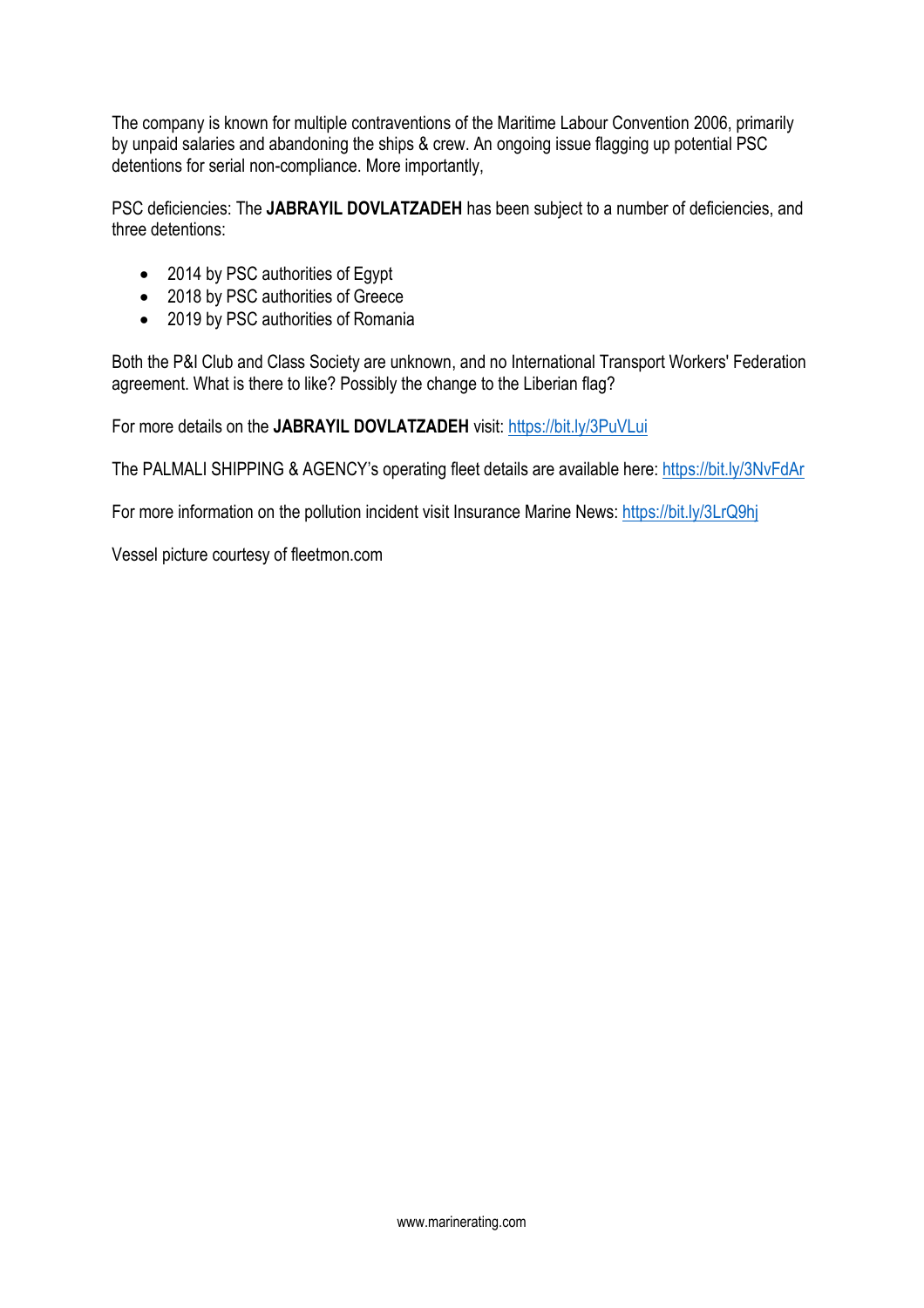The company is known for multiple contraventions of the Maritime Labour Convention 2006, primarily by unpaid salaries and abandoning the ships & crew. An ongoing issue flagging up potential PSC detentions for serial non-compliance. More importantly,

PSC deficiencies: The **JABRAYIL DOVLATZADEH** has been subject to a number of deficiencies, and three detentions:

- 2014 by PSC authorities of Egypt
- 2018 by PSC authorities of Greece
- 2019 by PSC authorities of Romania

Both the P&I Club and Class Society are unknown, and no International Transport Workers' Federation agreement. What is there to like? Possibly the change to the Liberian flag?

For more details on the **JABRAYIL DOVLATZADEH** visit: https://bit.ly/3PuVLui

The PALMALI SHIPPING & AGENCY's operating fleet details are available here: https://bit.ly/3NvFdAr

For more information on the pollution incident visit Insurance Marine News: https://bit.ly/3LrQ9hj

Vessel picture courtesy of fleetmon.com